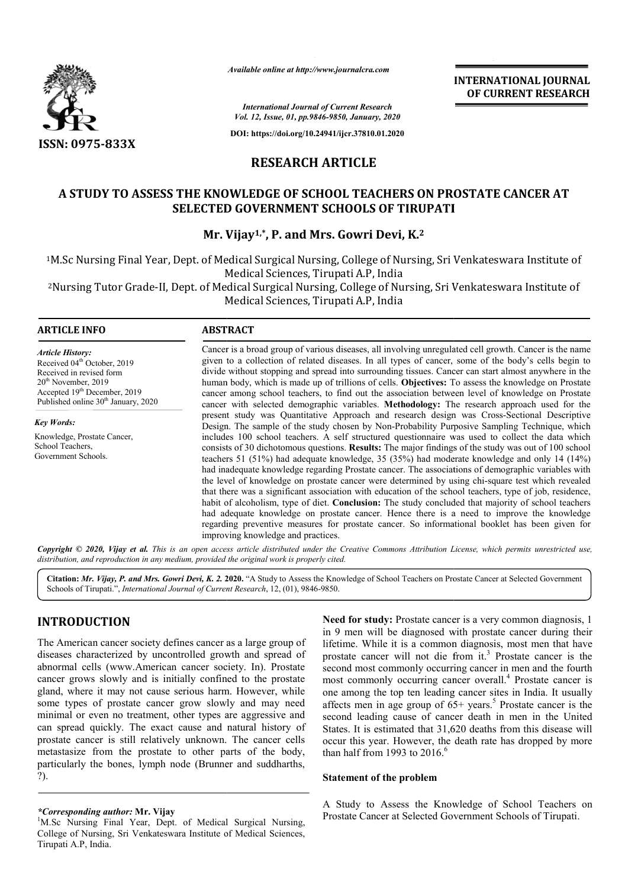*Available online at http://www.journalcra.com*

*International Journal of Current Research*
*Vol. 12, Issue, 01, pp.9846-9850, January, 2020*

**DOI: https://doi.org/10.24941/ijcr.37810.01.2020**

**INTERNATIONAL JOURNAL OF CURRENT RESEARCH**

**ISSN: 0975-833X**

## RESEARCH ARTICLE

# A STUDY TO ASSESS THE KNOWLEDGE OF SCHOOL TEACHERS ON PROSTATE CANCER AT SELECTED GOVERNMENT SCHOOLS OF TIRUPATI

**Mr. Vijay[1,*], P. and Mrs. Gowri Devi, K.[2]**

[1]M.Sc Nursing Final Year, Dept. of Medical Surgical Nursing, College of Nursing, Sri Venkateswara Institute of Medical Sciences, Tirupati A.P, India

[2]Nursing Tutor Grade-II, Dept. of Medical Surgical Nursing, College of Nursing, Sri Venkateswara Institute of Medical Sciences, Tirupati A.P, India

### ARTICLE INFO

***Article History:***

Received 04[th] October, 2019
Received in revised form 20[th] November, 2019
Accepted 19[th] December, 2019
Published online 30[th] January, 2020

***Key Words:***

Knowledge, Prostate Cancer, School Teachers, Government Schools.

### ABSTRACT

Cancer is a broad group of various diseases, all involving unregulated cell growth. Cancer is the name given to a collection of related diseases. In all types of cancer, some of the body's cells begin to divide without stopping and spread into surrounding tissues. Cancer can start almost anywhere in the human body, which is made up of trillions of cells. **Objectives:** To assess the knowledge on Prostate cancer among school teachers, to find out the association between level of knowledge on Prostate cancer with selected demographic variables. **Methodology:** The research approach used for the present study was Quantitative Approach and research design was Cross-Sectional Descriptive Design. The sample of the study chosen by Non-Probability Purposive Sampling Technique, which includes 100 school teachers. A self structured questionnaire was used to collect the data which consists of 30 dichotomous questions. **Results:** The major findings of the study was out of 100 school teachers 51 (51%) had adequate knowledge, 35 (35%) had moderate knowledge and only 14 (14%) had inadequate knowledge regarding Prostate cancer. The associations of demographic variables with the level of knowledge on prostate cancer were determined by using chi-square test which revealed that there was a significant association with education of the school teachers, type of job, residence, habit of alcoholism, type of diet. **Conclusion:** The study concluded that majority of school teachers had adequate knowledge on prostate cancer. Hence there is a need to improve the knowledge regarding preventive measures for prostate cancer. So informational booklet has been given for improving knowledge and practices.

***Copyright © 2020, Vijay et al.*** *This is an open access article distributed under the Creative Commons Attribution License, which permits unrestricted use, distribution, and reproduction in any medium, provided the original work is properly cited.*

**Citation:** ***Mr. Vijay, P. and Mrs. Gowri Devi, K. 2.*** **2020.** "A Study to Assess the Knowledge of School Teachers on Prostate Cancer at Selected Government Schools of Tirupati.", *International Journal of Current Research*, 12, (01), 9846-9850.

## INTRODUCTION

The American cancer society defines cancer as a large group of diseases characterized by uncontrolled growth and spread of abnormal cells (www.American cancer society. In). Prostate cancer grows slowly and is initially confined to the prostate gland, where it may not cause serious harm. However, while some types of prostate cancer grow slowly and may need minimal or even no treatment, other types are aggressive and can spread quickly. The exact cause and natural history of prostate cancer is still relatively unknown. The cancer cells metastasize from the prostate to other parts of the body, particularly the bones, lymph node (Brunner and suddharths, ?).

**Need for study:** Prostate cancer is a very common diagnosis, 1 in 9 men will be diagnosed with prostate cancer during their lifetime. While it is a common diagnosis, most men that have prostate cancer will not die from it.[3] Prostate cancer is the second most commonly occurring cancer in men and the fourth most commonly occurring cancer overall.[4] Prostate cancer is one among the top ten leading cancer sites in India. It usually affects men in age group of 65+ years.[5] Prostate cancer is the second leading cause of cancer death in men in the United States. It is estimated that 31,620 deaths from this disease will occur this year. However, the death rate has dropped by more than half from 1993 to 2016.[6]

### Statement of the problem

A Study to Assess the Knowledge of School Teachers on Prostate Cancer at Selected Government Schools of Tirupati.

**\*Corresponding author: Mr. Vijay**
[1]M.Sc Nursing Final Year, Dept. of Medical Surgical Nursing, College of Nursing, Sri Venkateswara Institute of Medical Sciences, Tirupati A.P, India.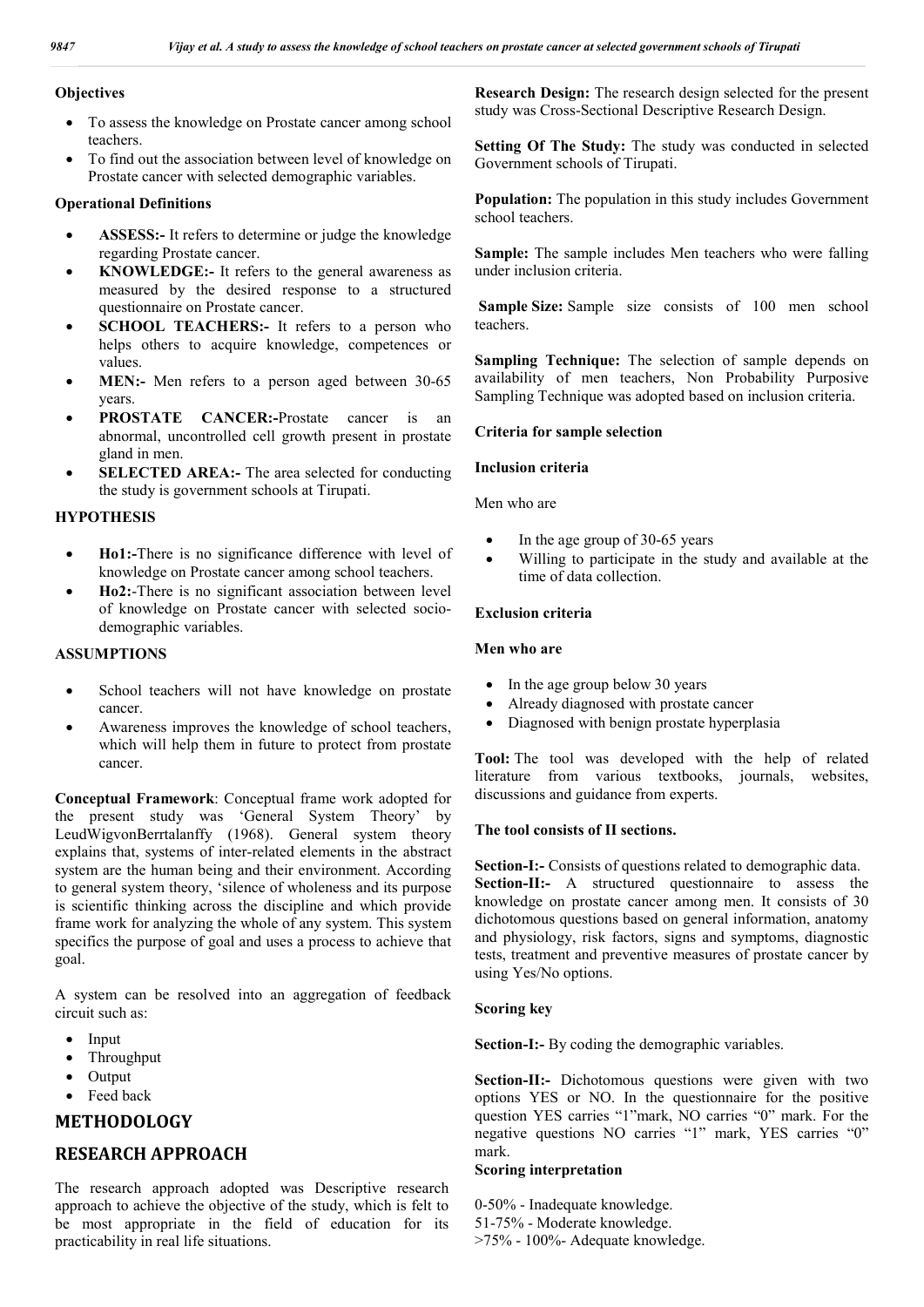### Objectives

- To assess the knowledge on Prostate cancer among school teachers.
- To find out the association between level of knowledge on Prostate cancer with selected demographic variables.

### Operational Definitions

- **ASSESS:-** It refers to determine or judge the knowledge regarding Prostate cancer.
- **KNOWLEDGE:-** It refers to the general awareness as measured by the desired response to a structured questionnaire on Prostate cancer.
- **SCHOOL TEACHERS:-** It refers to a person who helps others to acquire knowledge, competences or values.
- **MEN:-** Men refers to a person aged between 30-65 years.
- **PROSTATE CANCER:-**Prostate cancer is an abnormal, uncontrolled cell growth present in prostate gland in men.
- **SELECTED AREA:-** The area selected for conducting the study is government schools at Tirupati.

### HYPOTHESIS

- **Ho1:-**There is no significance difference with level of knowledge on Prostate cancer among school teachers.
- **Ho2:**-There is no significant association between level of knowledge on Prostate cancer with selected socio-demographic variables.

### ASSUMPTIONS

- School teachers will not have knowledge on prostate cancer.
- Awareness improves the knowledge of school teachers, which will help them in future to protect from prostate cancer.

**Conceptual Framework**: Conceptual frame work adopted for the present study was 'General System Theory' by LeudWigvonBerrtalanffy (1968). General system theory explains that, systems of inter-related elements in the abstract system are the human being and their environment. According to general system theory, 'silence of wholeness and its purpose is scientific thinking across the discipline and which provide frame work for analyzing the whole of any system. This system specifics the purpose of goal and uses a process to achieve that goal.

A system can be resolved into an aggregation of feedback circuit such as:

- Input
- Throughput
- Output
- Feed back

## METHODOLOGY

## RESEARCH APPROACH

The research approach adopted was Descriptive research approach to achieve the objective of the study, which is felt to be most appropriate in the field of education for its practicability in real life situations.

**Research Design:** The research design selected for the present study was Cross-Sectional Descriptive Research Design.

**Setting Of The Study:** The study was conducted in selected Government schools of Tirupati.

**Population:** The population in this study includes Government school teachers.

**Sample:** The sample includes Men teachers who were falling under inclusion criteria.

**Sample Size:** Sample size consists of 100 men school teachers.

**Sampling Technique:** The selection of sample depends on availability of men teachers, Non Probability Purposive Sampling Technique was adopted based on inclusion criteria.

### Criteria for sample selection

### Inclusion criteria

Men who are

- In the age group of 30-65 years
- Willing to participate in the study and available at the time of data collection.

### Exclusion criteria

### Men who are

- In the age group below 30 years
- Already diagnosed with prostate cancer
- Diagnosed with benign prostate hyperplasia

**Tool:** The tool was developed with the help of related literature from various textbooks, journals, websites, discussions and guidance from experts.

### The tool consists of II sections.

**Section-I:-** Consists of questions related to demographic data.
**Section-II:-** A structured questionnaire to assess the knowledge on prostate cancer among men. It consists of 30 dichotomous questions based on general information, anatomy and physiology, risk factors, signs and symptoms, diagnostic tests, treatment and preventive measures of prostate cancer by using Yes/No options.

### Scoring key

**Section-I:-** By coding the demographic variables.

**Section-II:-** Dichotomous questions were given with two options YES or NO. In the questionnaire for the positive question YES carries "1"mark, NO carries "0" mark. For the negative questions NO carries "1" mark, YES carries "0" mark.

### Scoring interpretation

0-50% - Inadequate knowledge.
51-75% - Moderate knowledge.
>75% - 100%- Adequate knowledge.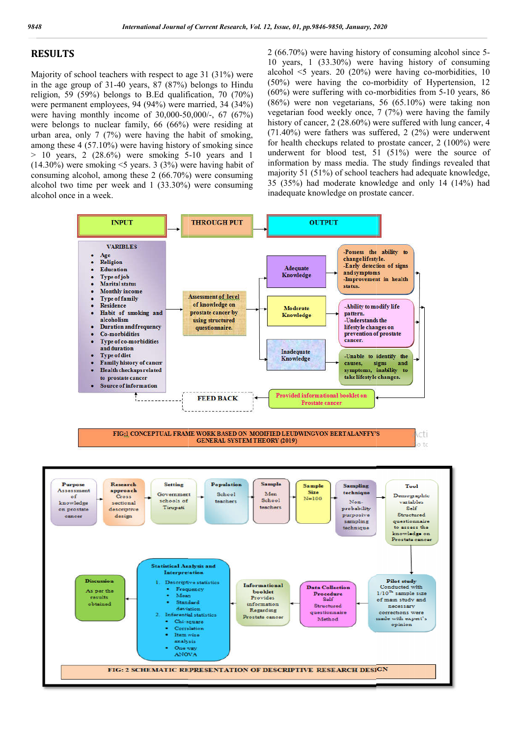## RESULTS

Majority of school teachers with respect to age 31 (31%) were in the age group of 31-40 years, 87 (87%) belongs to Hindu religion, 59 (59%) belongs to B.Ed qualification, 70 (70%) were permanent employees, 94 (94%) were married, 34 (34%) were having monthly income of 30,000-50,000/-, 67 (67%) were belongs to nuclear family, 66 (66%) were residing at urban area, only 7 (7%) were having the habit of smoking, among these 4 (57.10%) were having history of smoking since > 10 years, 2 (28.6%) were smoking 5-10 years and 1 (14.30%) were smoking <5 years. 3 (3%) were having habit of consuming alcohol, among these 2 (66.70%) were consuming alcohol two time per week and 1 (33.30%) were consuming alcohol once in a week. 2 (66.70%) were having history of consuming alcohol since 5-10 years, 1 (33.30%) were having history of consuming alcohol <5 years. 20 (20%) were having co-morbidities, 10 (50%) were having the co-morbidity of Hypertension, 12 (60%) were suffering with co-morbidities from 5-10 years, 86 (86%) were non vegetarians, 56 (65.10%) were taking non vegetarian food weekly once, 7 (7%) were having the family history of cancer, 2 (28.60%) were suffered with lung cancer, 4 (71.40%) were fathers was suffered, 2 (2%) were underwent for health checkups related to prostate cancer, 2 (100%) were underwent for blood test, 51 (51%) were the source of information by mass media. The study findings revealed that majority 51 (51%) of school teachers had adequate knowledge, 35 (35%) had moderate knowledge and only 14 (14%) had inadequate knowledge on prostate cancer.

**INPUT** → **THROUGH PUT** → **OUTPUT**

**INPUT – VARIBLES**
- Age
- Religion
- Education
- Type of job
- Marital status
- Monthly income
- Type of family
- Residence
- Habit of smoking and alcoholism
- Duration and frequency
- Co-morbidities
- Type of co-morbidities and duration
- Type of diet
- Family history of cancer
- Health checkups related to prostate cancer
- Source of information

**THROUGH PUT:** Assessment of level of knowledge on prostate cancer by using structured questionnaire.

**OUTPUT:**
- Adequate Knowledge: -Possess the ability to change lifestyle. -Early detection of signs and symptoms -Improvement in health status.
- Moderate Knowledge: -Ability to modify life pattern. -Understands the lifestyle changes on prevention of prostate cancer.
- Inadequate Knowledge: -Unable to identify the causes, signs and symptoms, inability to take lifestyle changes.

Provided informational booklet on Prostate cancer → FEED BACK

FIG:1 CONCEPTUAL FRAME WORK BASED ON MODIFIED LEUDWINGVON BERTALANFFY'S GENERAL SYSTEM THEORY (2019)

- **Purpose:** Assessment of knowledge on prostate cancer
- **Research approach:** Cross sectional descriptive design
- **Setting:** Government schools of Tirupati
- **Population:** School teachers
- **Sample:** Men School teachers
- **Sample Size:** N=100
- **Sampling technique:** Non-probability purposive sampling technique
- **Tool:** Demographic variables Self Structured questionnaire to assess the knowledge on Prostate cancer
- **Pilot study:** Conducted with 1/10th sample size of main study and necessary corrections were made with expert's opinion
- **Data Collection Procedure:** Self Structured questionnaire Method
- **Informational booklet:** Provides information Regarding Prostate cancer
- **Statistical Analysis and Interpretation:**
  1. Descriptive statistics
     - Frequency
     - Mean
     - Standard deviation
  2. Inferential statistics
     - Chi-square
     - Correlation
     - Item wise analysis
     - One way ANOVA
- **Discussion:** As per the results obtained

FIG: 2 SCHEMATIC REPRESENTATION OF DESCRIPTIVE RESEARCH DESIGN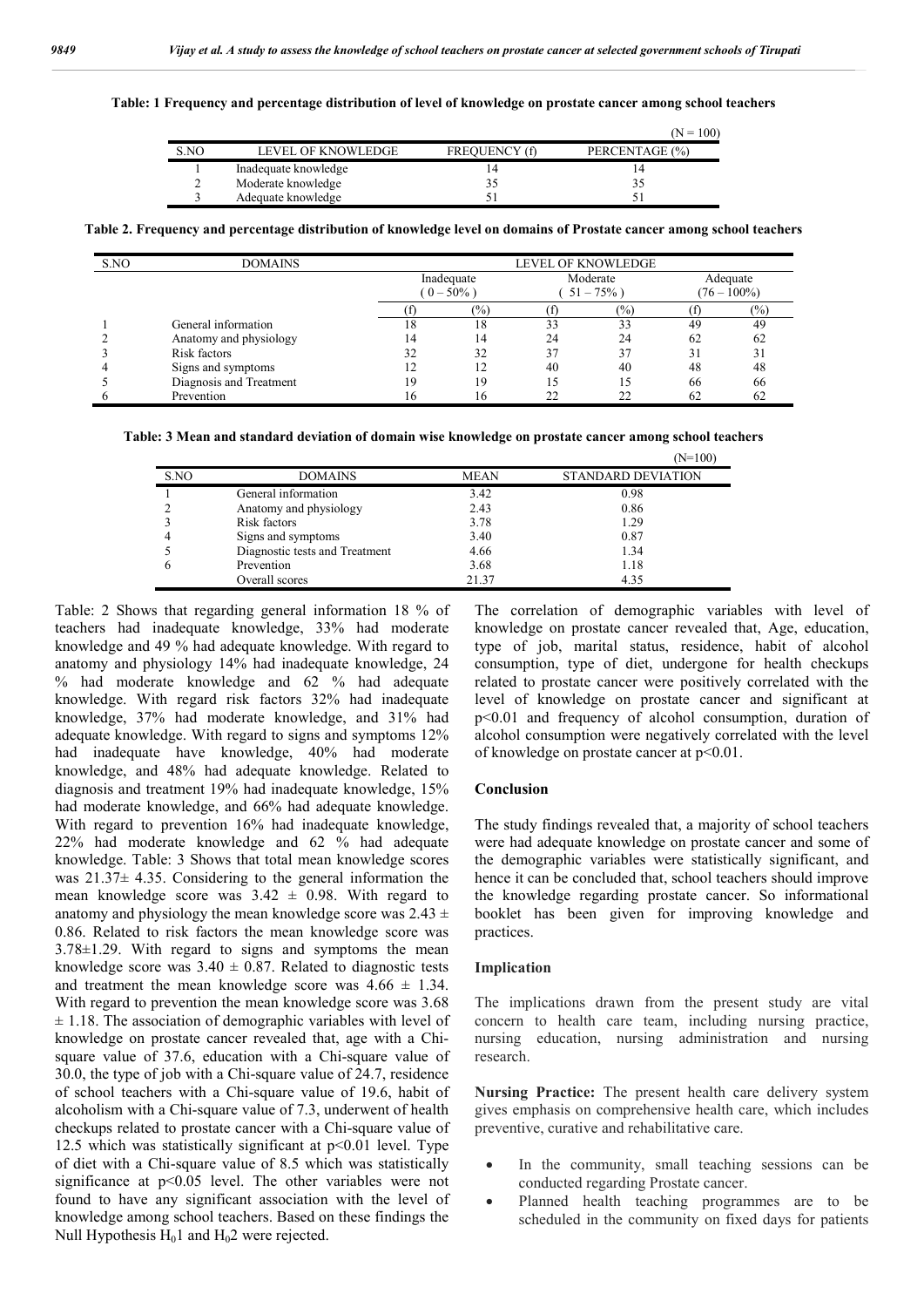**Table: 1 Frequency and percentage distribution of level of knowledge on prostate cancer among school teachers**

(N = 100)

| S.NO | LEVEL OF KNOWLEDGE | FREQUENCY (f) | PERCENTAGE (%) |
|---|---|---|---|
| 1 | Inadequate knowledge | 14 | 14 |
| 2 | Moderate knowledge | 35 | 35 |
| 3 | Adequate knowledge | 51 | 51 |

**Table 2. Frequency and percentage distribution of knowledge level on domains of Prostate cancer among school teachers**

| S.NO | DOMAINS | LEVEL OF KNOWLEDGE | | | | | |
|---|---|---|---|---|---|---|---|
| | | Inadequate ( 0 – 50% ) | | Moderate ( 51 – 75% ) | | Adequate (76 – 100%) | |
| | | (f) | (%) | (f) | (%) | (f) | (%) |
| 1 | General information | 18 | 18 | 33 | 33 | 49 | 49 |
| 2 | Anatomy and physiology | 14 | 14 | 24 | 24 | 62 | 62 |
| 3 | Risk factors | 32 | 32 | 37 | 37 | 31 | 31 |
| 4 | Signs and symptoms | 12 | 12 | 40 | 40 | 48 | 48 |
| 5 | Diagnosis and Treatment | 19 | 19 | 15 | 15 | 66 | 66 |
| 6 | Prevention | 16 | 16 | 22 | 22 | 62 | 62 |

**Table: 3 Mean and standard deviation of domain wise knowledge on prostate cancer among school teachers**

(N=100)

| S.NO | DOMAINS | MEAN | STANDARD DEVIATION |
|---|---|---|---|
| 1 | General information | 3.42 | 0.98 |
| 2 | Anatomy and physiology | 2.43 | 0.86 |
| 3 | Risk factors | 3.78 | 1.29 |
| 4 | Signs and symptoms | 3.40 | 0.87 |
| 5 | Diagnostic tests and Treatment | 4.66 | 1.34 |
| 6 | Prevention | 3.68 | 1.18 |
| | Overall scores | 21.37 | 4.35 |

Table: 2 Shows that regarding general information 18 % of teachers had inadequate knowledge, 33% had moderate knowledge and 49 % had adequate knowledge. With regard to anatomy and physiology 14% had inadequate knowledge, 24 % had moderate knowledge and 62 % had adequate knowledge. With regard risk factors 32% had inadequate knowledge, 37% had moderate knowledge, and 31% had adequate knowledge. With regard to signs and symptoms 12% had inadequate have knowledge, 40% had moderate knowledge, and 48% had adequate knowledge. Related to diagnosis and treatment 19% had inadequate knowledge, 15% had moderate knowledge, and 66% had adequate knowledge. With regard to prevention 16% had inadequate knowledge, 22% had moderate knowledge and 62 % had adequate knowledge. Table: 3 Shows that total mean knowledge scores was 21.37± 4.35. Considering to the general information the mean knowledge score was 3.42 ± 0.98. With regard to anatomy and physiology the mean knowledge score was 2.43 ± 0.86. Related to risk factors the mean knowledge score was 3.78±1.29. With regard to signs and symptoms the mean knowledge score was 3.40 ± 0.87. Related to diagnostic tests and treatment the mean knowledge score was 4.66 ± 1.34. With regard to prevention the mean knowledge score was 3.68 ± 1.18. The association of demographic variables with level of knowledge on prostate cancer revealed that, age with a Chi-square value of 37.6, education with a Chi-square value of 30.0, the type of job with a Chi-square value of 24.7, residence of school teachers with a Chi-square value of 19.6, habit of alcoholism with a Chi-square value of 7.3, underwent of health checkups related to prostate cancer with a Chi-square value of 12.5 which was statistically significant at $p<0.01$ level. Type of diet with a Chi-square value of 8.5 which was statistically significance at $p<0.05$ level. The other variables were not found to have any significant association with the level of knowledge among school teachers. Based on these findings the Null Hypothesis $H_0 1$ and $H_0 2$ were rejected.

The correlation of demographic variables with level of knowledge on prostate cancer revealed that, Age, education, type of job, marital status, residence, habit of alcohol consumption, type of diet, undergone for health checkups related to prostate cancer were positively correlated with the level of knowledge on prostate cancer and significant at $p<0.01$ and frequency of alcohol consumption, duration of alcohol consumption were negatively correlated with the level of knowledge on prostate cancer at $p<0.01$.

## Conclusion

The study findings revealed that, a majority of school teachers were had adequate knowledge on prostate cancer and some of the demographic variables were statistically significant, and hence it can be concluded that, school teachers should improve the knowledge regarding prostate cancer. So informational booklet has been given for improving knowledge and practices.

## Implication

The implications drawn from the present study are vital concern to health care team, including nursing practice, nursing education, nursing administration and nursing research.

**Nursing Practice:** The present health care delivery system gives emphasis on comprehensive health care, which includes preventive, curative and rehabilitative care.

- In the community, small teaching sessions can be conducted regarding Prostate cancer.
- Planned health teaching programmes are to be scheduled in the community on fixed days for patients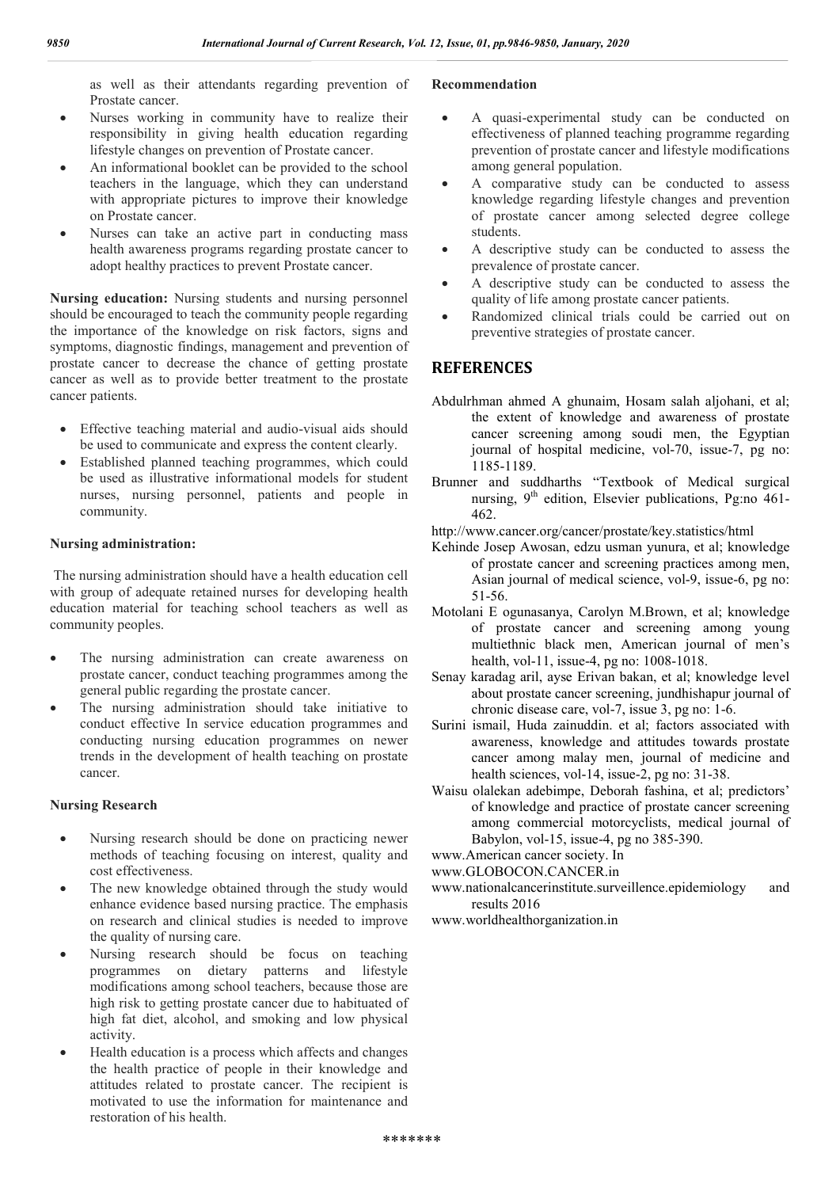as well as their attendants regarding prevention of Prostate cancer.

- Nurses working in community have to realize their responsibility in giving health education regarding lifestyle changes on prevention of Prostate cancer.
- An informational booklet can be provided to the school teachers in the language, which they can understand with appropriate pictures to improve their knowledge on Prostate cancer.
- Nurses can take an active part in conducting mass health awareness programs regarding prostate cancer to adopt healthy practices to prevent Prostate cancer.

**Nursing education:** Nursing students and nursing personnel should be encouraged to teach the community people regarding the importance of the knowledge on risk factors, signs and symptoms, diagnostic findings, management and prevention of prostate cancer to decrease the chance of getting prostate cancer as well as to provide better treatment to the prostate cancer patients.

- Effective teaching material and audio-visual aids should be used to communicate and express the content clearly.
- Established planned teaching programmes, which could be used as illustrative informational models for student nurses, nursing personnel, patients and people in community.

**Nursing administration:**

The nursing administration should have a health education cell with group of adequate retained nurses for developing health education material for teaching school teachers as well as community peoples.

- The nursing administration can create awareness on prostate cancer, conduct teaching programmes among the general public regarding the prostate cancer.
- The nursing administration should take initiative to conduct effective In service education programmes and conducting nursing education programmes on newer trends in the development of health teaching on prostate cancer.

**Nursing Research**

- Nursing research should be done on practicing newer methods of teaching focusing on interest, quality and cost effectiveness.
- The new knowledge obtained through the study would enhance evidence based nursing practice. The emphasis on research and clinical studies is needed to improve the quality of nursing care.
- Nursing research should be focus on teaching programmes on dietary patterns and lifestyle modifications among school teachers, because those are high risk to getting prostate cancer due to habituated of high fat diet, alcohol, and smoking and low physical activity.
- Health education is a process which affects and changes the health practice of people in their knowledge and attitudes related to prostate cancer. The recipient is motivated to use the information for maintenance and restoration of his health.

**Recommendation**

- A quasi-experimental study can be conducted on effectiveness of planned teaching programme regarding prevention of prostate cancer and lifestyle modifications among general population.
- A comparative study can be conducted to assess knowledge regarding lifestyle changes and prevention of prostate cancer among selected degree college students.
- A descriptive study can be conducted to assess the prevalence of prostate cancer.
- A descriptive study can be conducted to assess the quality of life among prostate cancer patients.
- Randomized clinical trials could be carried out on preventive strategies of prostate cancer.

## REFERENCES

Abdulrhman ahmed A ghunaim, Hosam salah aljohani, et al; the extent of knowledge and awareness of prostate cancer screening among soudi men, the Egyptian journal of hospital medicine, vol-70, issue-7, pg no: 1185-1189.

Brunner and suddharths "Textbook of Medical surgical nursing, 9th edition, Elsevier publications, Pg:no 461-462.

http://www.cancer.org/cancer/prostate/key.statistics/html

Kehinde Josep Awosan, edzu usman yunura, et al; knowledge of prostate cancer and screening practices among men, Asian journal of medical science, vol-9, issue-6, pg no: 51-56.

Motolani E ogunasanya, Carolyn M.Brown, et al; knowledge of prostate cancer and screening among young multiethnic black men, American journal of men's health, vol-11, issue-4, pg no: 1008-1018.

Senay karadag aril, ayse Erivan bakan, et al; knowledge level about prostate cancer screening, jundhishapur journal of chronic disease care, vol-7, issue 3, pg no: 1-6.

Surini ismail, Huda zainuddin. et al; factors associated with awareness, knowledge and attitudes towards prostate cancer among malay men, journal of medicine and health sciences, vol-14, issue-2, pg no: 31-38.

Waisu olalekan adebimpe, Deborah fashina, et al; predictors' of knowledge and practice of prostate cancer screening among commercial motorcyclists, medical journal of Babylon, vol-15, issue-4, pg no 385-390.

www.American cancer society. In

www.GLOBOCON.CANCER.in

www.nationalcancerinstitute.surveillence.epidemiology and results 2016

www.worldhealthorganization.in

\*\*\*\*\*\*\*